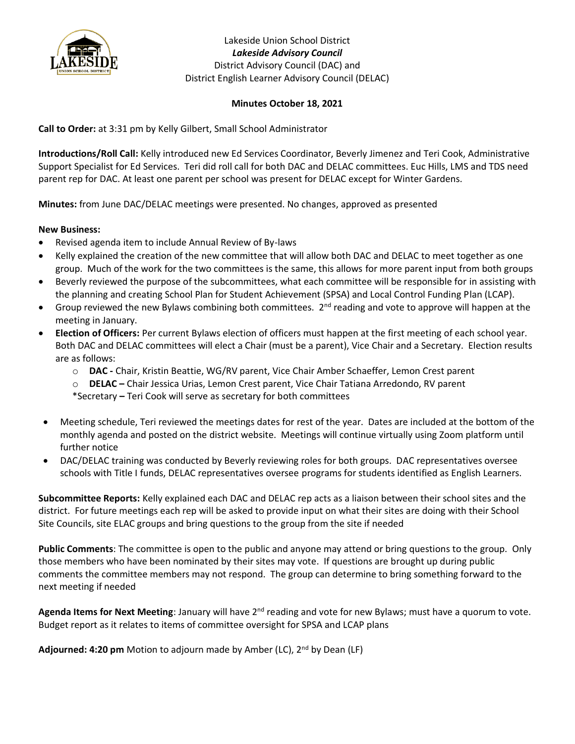Lakeside Union School District

***Lakeside Advisory Council***

District Advisory Council (DAC) and

District English Learner Advisory Council (DELAC)

**Minutes October 18, 2021**

**Call to Order:** at 3:31 pm by Kelly Gilbert, Small School Administrator

**Introductions/Roll Call:** Kelly introduced new Ed Services Coordinator, Beverly Jimenez and Teri Cook, Administrative Support Specialist for Ed Services. Teri did roll call for both DAC and DELAC committees. Euc Hills, LMS and TDS need parent rep for DAC. At least one parent per school was present for DELAC except for Winter Gardens.

**Minutes:** from June DAC/DELAC meetings were presented. No changes, approved as presented

**New Business:**

- Revised agenda item to include Annual Review of By-laws
- Kelly explained the creation of the new committee that will allow both DAC and DELAC to meet together as one group. Much of the work for the two committees is the same, this allows for more parent input from both groups
- Beverly reviewed the purpose of the subcommittees, what each committee will be responsible for in assisting with the planning and creating School Plan for Student Achievement (SPSA) and Local Control Funding Plan (LCAP).
- Group reviewed the new Bylaws combining both committees. 2nd reading and vote to approve will happen at the meeting in January.
- **Election of Officers:** Per current Bylaws election of officers must happen at the first meeting of each school year. Both DAC and DELAC committees will elect a Chair (must be a parent), Vice Chair and a Secretary. Election results are as follows:
  - **DAC -** Chair, Kristin Beattie, WG/RV parent, Vice Chair Amber Schaeffer, Lemon Crest parent
  - **DELAC –** Chair Jessica Urias, Lemon Crest parent, Vice Chair Tatiana Arredondo, RV parent

  *Secretary **–** Teri Cook will serve as secretary for both committees
- Meeting schedule, Teri reviewed the meetings dates for rest of the year. Dates are included at the bottom of the monthly agenda and posted on the district website. Meetings will continue virtually using Zoom platform until further notice
- DAC/DELAC training was conducted by Beverly reviewing roles for both groups. DAC representatives oversee schools with Title I funds, DELAC representatives oversee programs for students identified as English Learners.

**Subcommittee Reports:** Kelly explained each DAC and DELAC rep acts as a liaison between their school sites and the district. For future meetings each rep will be asked to provide input on what their sites are doing with their School Site Councils, site ELAC groups and bring questions to the group from the site if needed

**Public Comments**: The committee is open to the public and anyone may attend or bring questions to the group. Only those members who have been nominated by their sites may vote. If questions are brought up during public comments the committee members may not respond. The group can determine to bring something forward to the next meeting if needed

**Agenda Items for Next Meeting**: January will have 2nd reading and vote for new Bylaws; must have a quorum to vote. Budget report as it relates to items of committee oversight for SPSA and LCAP plans

**Adjourned: 4:20 pm** Motion to adjourn made by Amber (LC), 2nd by Dean (LF)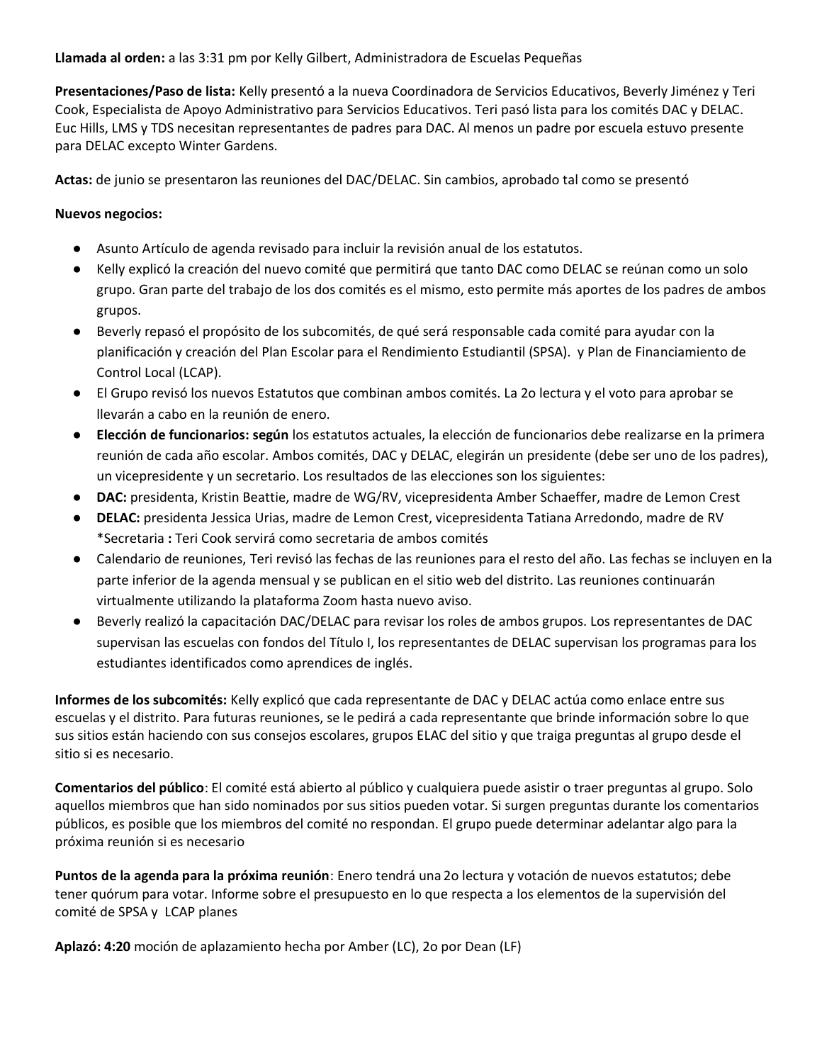**Llamada al orden:** a las 3:31 pm por Kelly Gilbert, Administradora de Escuelas Pequeñas

**Presentaciones/Paso de lista:** Kelly presentó a la nueva Coordinadora de Servicios Educativos, Beverly Jiménez y Teri Cook, Especialista de Apoyo Administrativo para Servicios Educativos. Teri pasó lista para los comités DAC y DELAC. Euc Hills, LMS y TDS necesitan representantes de padres para DAC. Al menos un padre por escuela estuvo presente para DELAC excepto Winter Gardens.

**Actas:** de junio se presentaron las reuniones del DAC/DELAC. Sin cambios, aprobado tal como se presentó

**Nuevos negocios:**

- Asunto Artículo de agenda revisado para incluir la revisión anual de los estatutos.
- Kelly explicó la creación del nuevo comité que permitirá que tanto DAC como DELAC se reúnan como un solo grupo. Gran parte del trabajo de los dos comités es el mismo, esto permite más aportes de los padres de ambos grupos.
- Beverly repasó el propósito de los subcomités, de qué será responsable cada comité para ayudar con la planificación y creación del Plan Escolar para el Rendimiento Estudiantil (SPSA). y Plan de Financiamiento de Control Local (LCAP).
- El Grupo revisó los nuevos Estatutos que combinan ambos comités. La 2o lectura y el voto para aprobar se llevarán a cabo en la reunión de enero.
- **Elección de funcionarios: según** los estatutos actuales, la elección de funcionarios debe realizarse en la primera reunión de cada año escolar. Ambos comités, DAC y DELAC, elegirán un presidente (debe ser uno de los padres), un vicepresidente y un secretario. Los resultados de las elecciones son los siguientes:
- **DAC:** presidenta, Kristin Beattie, madre de WG/RV, vicepresidenta Amber Schaeffer, madre de Lemon Crest
- **DELAC:** presidenta Jessica Urias, madre de Lemon Crest, vicepresidenta Tatiana Arredondo, madre de RV
  *Secretaria **:** Teri Cook servirá como secretaria de ambos comités
- Calendario de reuniones, Teri revisó las fechas de las reuniones para el resto del año. Las fechas se incluyen en la parte inferior de la agenda mensual y se publican en el sitio web del distrito. Las reuniones continuarán virtualmente utilizando la plataforma Zoom hasta nuevo aviso.
- Beverly realizó la capacitación DAC/DELAC para revisar los roles de ambos grupos. Los representantes de DAC supervisan las escuelas con fondos del Título I, los representantes de DELAC supervisan los programas para los estudiantes identificados como aprendices de inglés.

**Informes de los subcomités:** Kelly explicó que cada representante de DAC y DELAC actúa como enlace entre sus escuelas y el distrito. Para futuras reuniones, se le pedirá a cada representante que brinde información sobre lo que sus sitios están haciendo con sus consejos escolares, grupos ELAC del sitio y que traiga preguntas al grupo desde el sitio si es necesario.

**Comentarios del público**: El comité está abierto al público y cualquiera puede asistir o traer preguntas al grupo. Solo aquellos miembros que han sido nominados por sus sitios pueden votar. Si surgen preguntas durante los comentarios públicos, es posible que los miembros del comité no respondan. El grupo puede determinar adelantar algo para la próxima reunión si es necesario

**Puntos de la agenda para la próxima reunión**: Enero tendrá una 2o lectura y votación de nuevos estatutos; debe tener quórum para votar. Informe sobre el presupuesto en lo que respecta a los elementos de la supervisión del comité de SPSA y LCAP planes

**Aplazó: 4:20** moción de aplazamiento hecha por Amber (LC), 2o por Dean (LF)